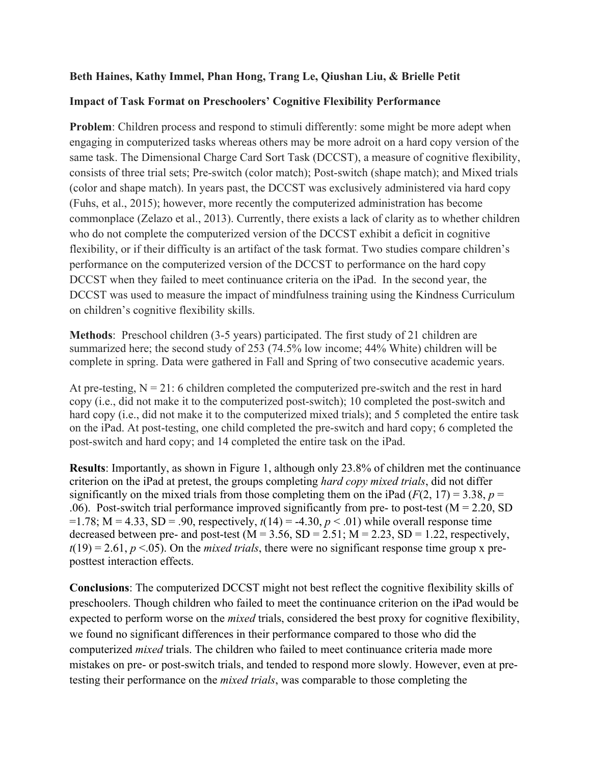**Beth Haines, Kathy Immel, Phan Hong, Trang Le, Qiushan Liu, & Brielle Petit**

**Impact of Task Format on Preschoolers' Cognitive Flexibility Performance**

**Problem**: Children process and respond to stimuli differently: some might be more adept when engaging in computerized tasks whereas others may be more adroit on a hard copy version of the same task. The Dimensional Charge Card Sort Task (DCCST), a measure of cognitive flexibility, consists of three trial sets; Pre-switch (color match); Post-switch (shape match); and Mixed trials (color and shape match). In years past, the DCCST was exclusively administered via hard copy (Fuhs, et al., 2015); however, more recently the computerized administration has become commonplace (Zelazo et al., 2013). Currently, there exists a lack of clarity as to whether children who do not complete the computerized version of the DCCST exhibit a deficit in cognitive flexibility, or if their difficulty is an artifact of the task format. Two studies compare children's performance on the computerized version of the DCCST to performance on the hard copy DCCST when they failed to meet continuance criteria on the iPad. In the second year, the DCCST was used to measure the impact of mindfulness training using the Kindness Curriculum on children's cognitive flexibility skills.

**Methods**: Preschool children (3-5 years) participated. The first study of 21 children are summarized here; the second study of 253 (74.5% low income; 44% White) children will be complete in spring. Data were gathered in Fall and Spring of two consecutive academic years.

At pre-testing, N = 21: 6 children completed the computerized pre-switch and the rest in hard copy (i.e., did not make it to the computerized post-switch); 10 completed the post-switch and hard copy (i.e., did not make it to the computerized mixed trials); and 5 completed the entire task on the iPad. At post-testing, one child completed the pre-switch and hard copy; 6 completed the post-switch and hard copy; and 14 completed the entire task on the iPad.

**Results**: Importantly, as shown in Figure 1, although only 23.8% of children met the continuance criterion on the iPad at pretest, the groups completing *hard copy mixed trials*, did not differ significantly on the mixed trials from those completing them on the iPad ($F(2, 17) = 3.38$, $p = .06$). Post-switch trial performance improved significantly from pre- to post-test (M = 2.20, SD = 1.78; M = 4.33, SD = .90, respectively, $t(14) = -4.30$, $p < .01$) while overall response time decreased between pre- and post-test (M = 3.56, SD = 2.51; M = 2.23, SD = 1.22, respectively, $t(19) = 2.61$, $p < .05$). On the *mixed trials*, there were no significant response time group x pre-posttest interaction effects.

**Conclusions**: The computerized DCCST might not best reflect the cognitive flexibility skills of preschoolers. Though children who failed to meet the continuance criterion on the iPad would be expected to perform worse on the *mixed* trials, considered the best proxy for cognitive flexibility, we found no significant differences in their performance compared to those who did the computerized *mixed* trials. The children who failed to meet continuance criteria made more mistakes on pre- or post-switch trials, and tended to respond more slowly. However, even at pre-testing their performance on the *mixed trials*, was comparable to those completing the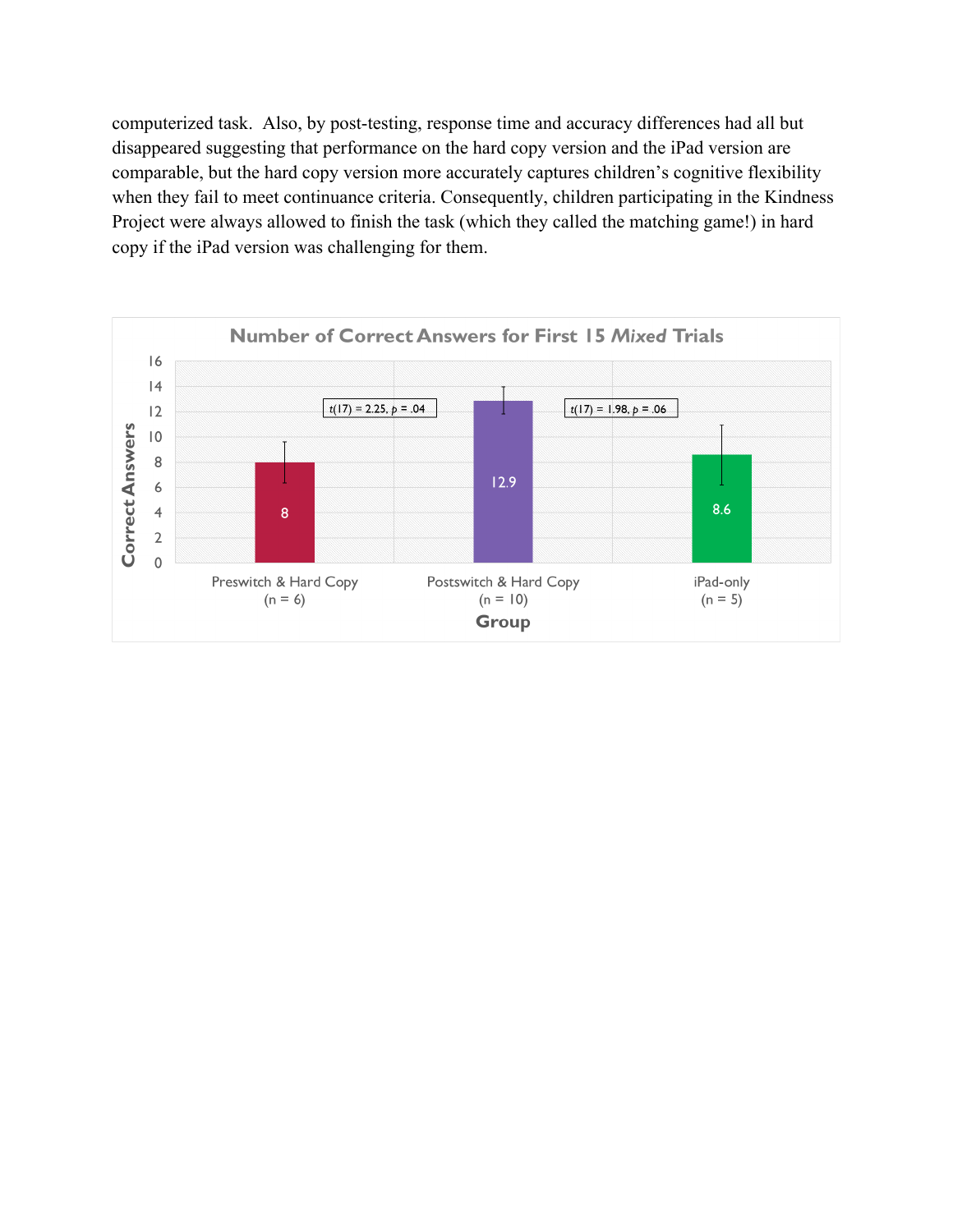computerized task. Also, by post-testing, response time and accuracy differences had all but disappeared suggesting that performance on the hard copy version and the iPad version are comparable, but the hard copy version more accurately captures children's cognitive flexibility when they fail to meet continuance criteria. Consequently, children participating in the Kindness Project were always allowed to finish the task (which they called the matching game!) in hard copy if the iPad version was challenging for them.

Number of Correct Answers for First 15 *Mixed* Trials

Correct Answers

16
14
12
10
8
6
4
2
0

$t(17) = 2.25, p = .04$

$t(17) = 1.98, p = .06$

8

12.9

8.6

Preswitch & Hard Copy
(n = 6)

Postswitch & Hard Copy
(n = 10)

iPad-only
(n = 5)

Group